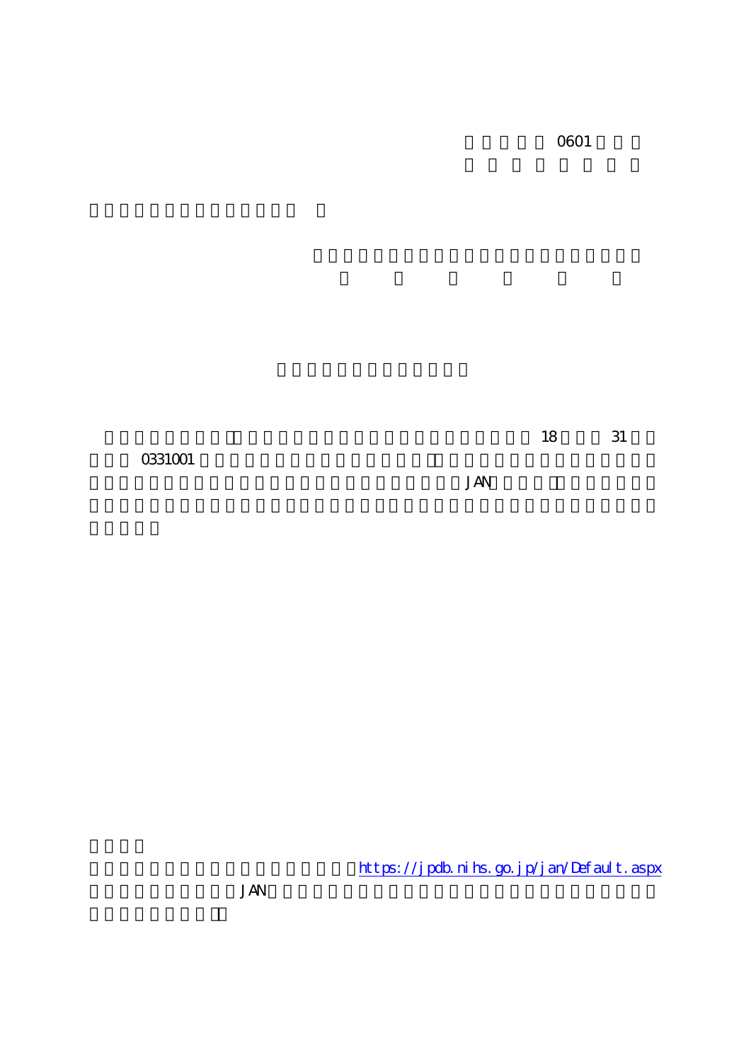0601

18　31

0331001

JAN

https://jpdb.nihs.go.jp/jan/Default.aspx

JAN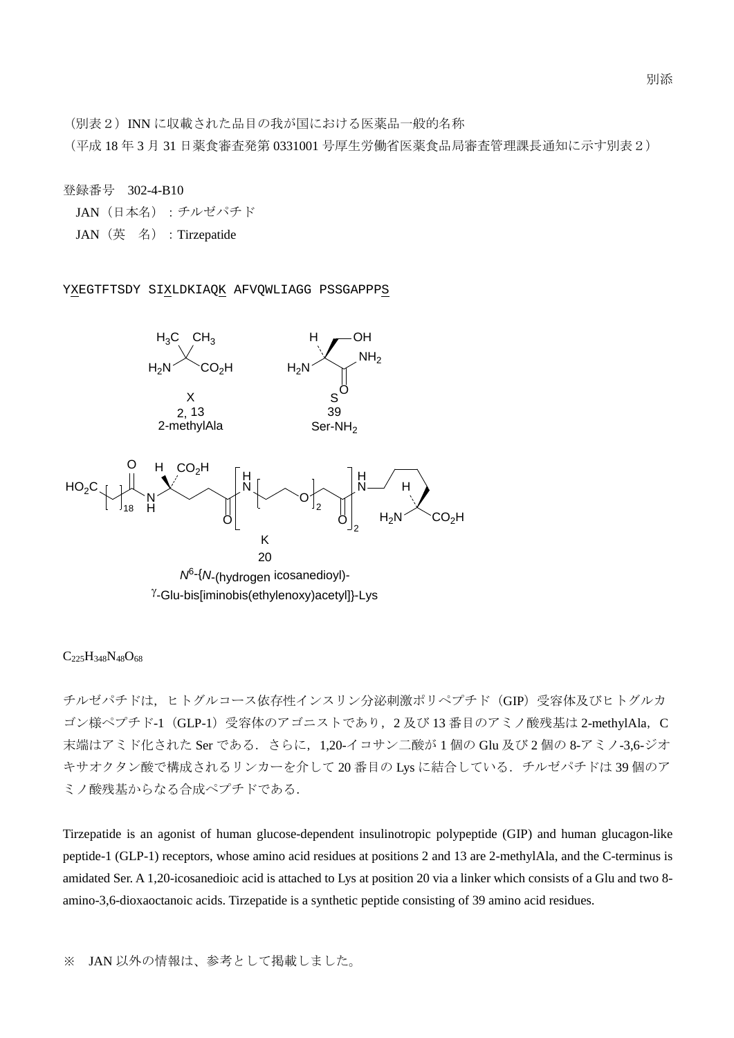別添

（別表２）INN に収載された品目の我が国における医薬品一般的名称

（平成 18 年 3 月 31 日薬食審査発第 0331001 号厚生労働省医薬食品局審査管理課長通知に示す別表２）

登録番号　302-4-B10

JAN（日本名）：チルゼパチド

JAN（英　名）：Tirzepatide

YXEGTFTSDY SIXLDKIAQK AFVQWLIAGG PSSGAPPPS

X
2, 13
2-methylAla

S
39
Ser-NH2

K
20
N6-{N-(hydrogen icosanedioyl)-
γ-Glu-bis[iminobis(ethylenoxy)acetyl]}-Lys

$C_{225}H_{348}N_{48}O_{68}$

チルゼパチドは，ヒトグルコース依存性インスリン分泌刺激ポリペプチド（GIP）受容体及びヒトグルカゴン様ペプチド-1（GLP-1）受容体のアゴニストであり，2 及び 13 番目のアミノ酸残基は 2-methylAla，C 末端はアミド化された Ser である．さらに，1,20-イコサン二酸が 1 個の Glu 及び 2 個の 8-アミノ-3,6-ジオキサオクタン酸で構成されるリンカーを介して 20 番目の Lys に結合している．チルゼパチドは 39 個のアミノ酸残基からなる合成ペプチドである．

Tirzepatide is an agonist of human glucose-dependent insulinotropic polypeptide (GIP) and human glucagon-like peptide-1 (GLP-1) receptors, whose amino acid residues at positions 2 and 13 are 2-methylAla, and the C-terminus is amidated Ser. A 1,20-icosanedioic acid is attached to Lys at position 20 via a linker which consists of a Glu and two 8-amino-3,6-dioxaoctanoic acids. Tirzepatide is a synthetic peptide consisting of 39 amino acid residues.

※　JAN 以外の情報は、参考として掲載しました。